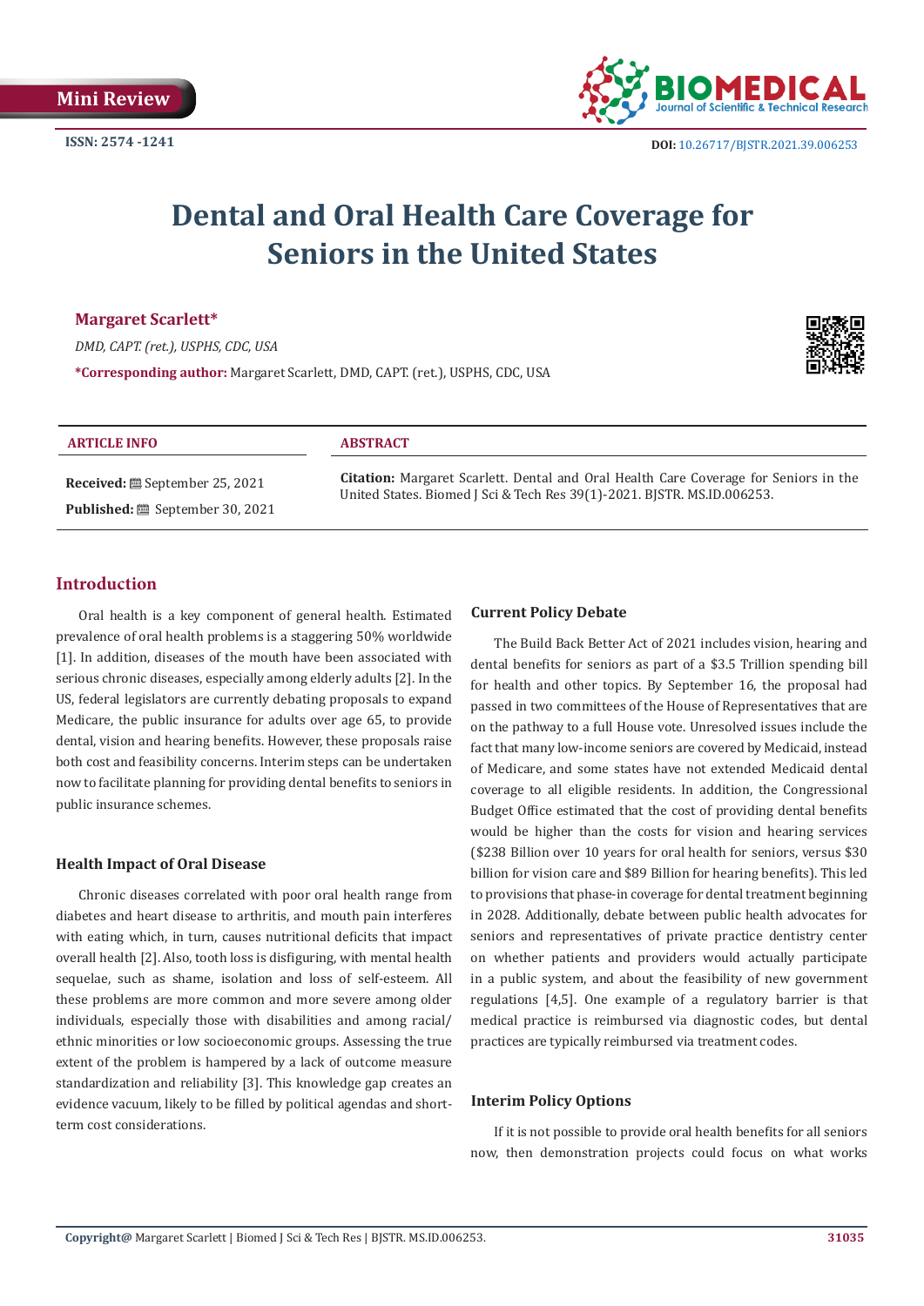Mini Review

ISSN: 2574 -1241

DOI: 10.26717/BJSTR.2021.39.006253

# Dental and Oral Health Care Coverage for Seniors in the United States

**Margaret Scarlett***

*DMD, CAPT. (ret.), USPHS, CDC, USA*

***Corresponding author:** Margaret Scarlett, DMD, CAPT. (ret.), USPHS, CDC, USA

**ARTICLE INFO**

**Received:** September 25, 2021

**Published:** September 30, 2021

**ABSTRACT**

**Citation:** Margaret Scarlett. Dental and Oral Health Care Coverage for Seniors in the United States. Biomed J Sci & Tech Res 39(1)-2021. BJSTR. MS.ID.006253.

## Introduction

Oral health is a key component of general health. Estimated prevalence of oral health problems is a staggering 50% worldwide [1]. In addition, diseases of the mouth have been associated with serious chronic diseases, especially among elderly adults [2]. In the US, federal legislators are currently debating proposals to expand Medicare, the public insurance for adults over age 65, to provide dental, vision and hearing benefits. However, these proposals raise both cost and feasibility concerns. Interim steps can be undertaken now to facilitate planning for providing dental benefits to seniors in public insurance schemes.

### Health Impact of Oral Disease

Chronic diseases correlated with poor oral health range from diabetes and heart disease to arthritis, and mouth pain interferes with eating which, in turn, causes nutritional deficits that impact overall health [2]. Also, tooth loss is disfiguring, with mental health sequelae, such as shame, isolation and loss of self-esteem. All these problems are more common and more severe among older individuals, especially those with disabilities and among racial/ethnic minorities or low socioeconomic groups. Assessing the true extent of the problem is hampered by a lack of outcome measure standardization and reliability [3]. This knowledge gap creates an evidence vacuum, likely to be filled by political agendas and short-term cost considerations.

### Current Policy Debate

The Build Back Better Act of 2021 includes vision, hearing and dental benefits for seniors as part of a $3.5 Trillion spending bill for health and other topics. By September 16, the proposal had passed in two committees of the House of Representatives that are on the pathway to a full House vote. Unresolved issues include the fact that many low-income seniors are covered by Medicaid, instead of Medicare, and some states have not extended Medicaid dental coverage to all eligible residents. In addition, the Congressional Budget Office estimated that the cost of providing dental benefits would be higher than the costs for vision and hearing services ($238 Billion over 10 years for oral health for seniors, versus $30 billion for vision care and $89 Billion for hearing benefits). This led to provisions that phase-in coverage for dental treatment beginning in 2028. Additionally, debate between public health advocates for seniors and representatives of private practice dentistry center on whether patients and providers would actually participate in a public system, and about the feasibility of new government regulations [4,5]. One example of a regulatory barrier is that medical practice is reimbursed via diagnostic codes, but dental practices are typically reimbursed via treatment codes.

### Interim Policy Options

If it is not possible to provide oral health benefits for all seniors now, then demonstration projects could focus on what works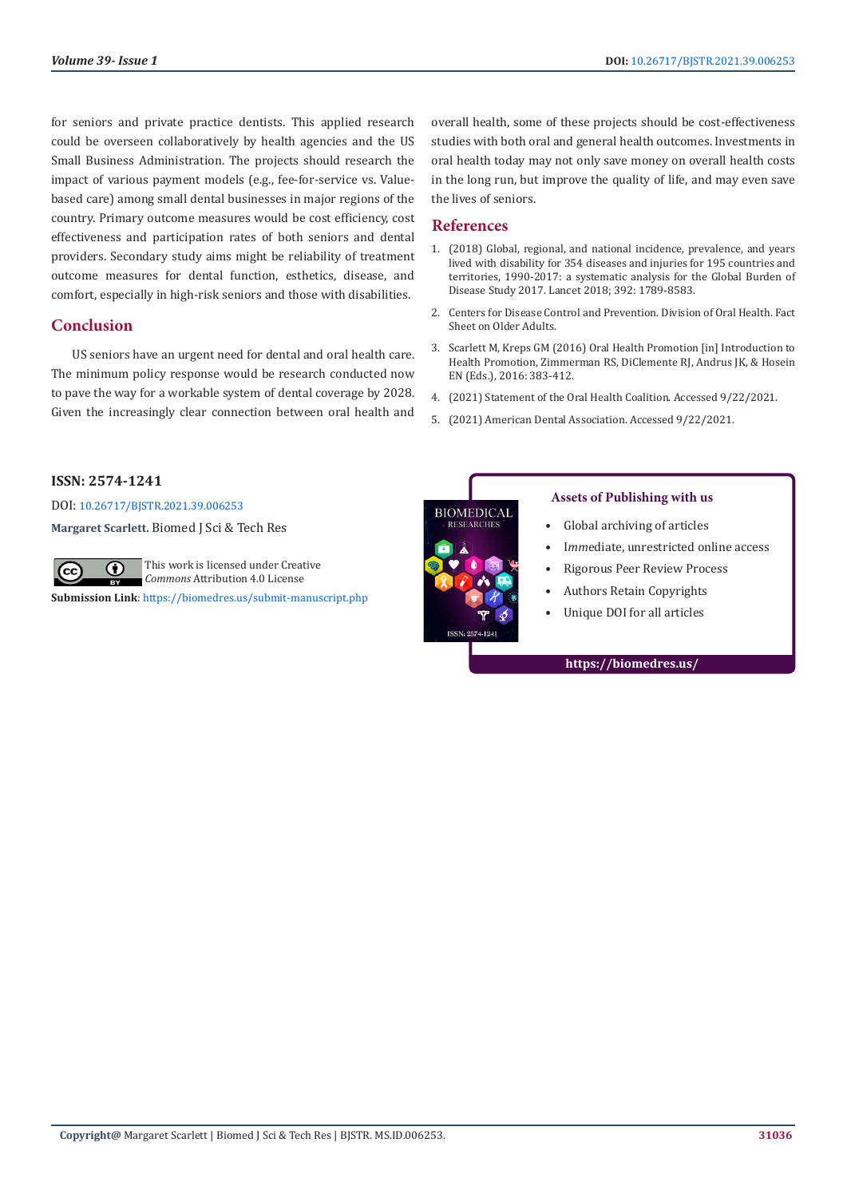for seniors and private practice dentists. This applied research could be overseen collaboratively by health agencies and the US Small Business Administration. The projects should research the impact of various payment models (e.g., fee-for-service vs. Value-based care) among small dental businesses in major regions of the country. Primary outcome measures would be cost efficiency, cost effectiveness and participation rates of both seniors and dental providers. Secondary study aims might be reliability of treatment outcome measures for dental function, esthetics, disease, and comfort, especially in high-risk seniors and those with disabilities.

## Conclusion

US seniors have an urgent need for dental and oral health care. The minimum policy response would be research conducted now to pave the way for a workable system of dental coverage by 2028. Given the increasingly clear connection between oral health and overall health, some of these projects should be cost-effectiveness studies with both oral and general health outcomes. Investments in oral health today may not only save money on overall health costs in the long run, but improve the quality of life, and may even save the lives of seniors.

## References

1. (2018) Global, regional, and national incidence, prevalence, and years lived with disability for 354 diseases and injuries for 195 countries and territories, 1990-2017: a systematic analysis for the Global Burden of Disease Study 2017. Lancet 2018; 392: 1789-8583.
2. Centers for Disease Control and Prevention. Division of Oral Health. Fact Sheet on Older Adults.
3. Scarlett M, Kreps GM (2016) Oral Health Promotion [in] Introduction to Health Promotion, Zimmerman RS, DiClemente RJ, Andrus JK, & Hosein EN (Eds.), 2016: 383-412.
4. (2021) Statement of the Oral Health Coalition. Accessed 9/22/2021.
5. (2021) American Dental Association. Accessed 9/22/2021.

**ISSN: 2574-1241**

DOI: 10.26717/BJSTR.2021.39.006253

**Margaret Scarlett.** Biomed J Sci & Tech Res

This work is licensed under Creative *Commons* Attribution 4.0 License

**Submission Link**: https://biomedres.us/submit-manuscript.php

**Assets of Publishing with us**

- Global archiving of articles
- Immediate, unrestricted online access
- Rigorous Peer Review Process
- Authors Retain Copyrights
- Unique DOI for all articles

**https://biomedres.us/**